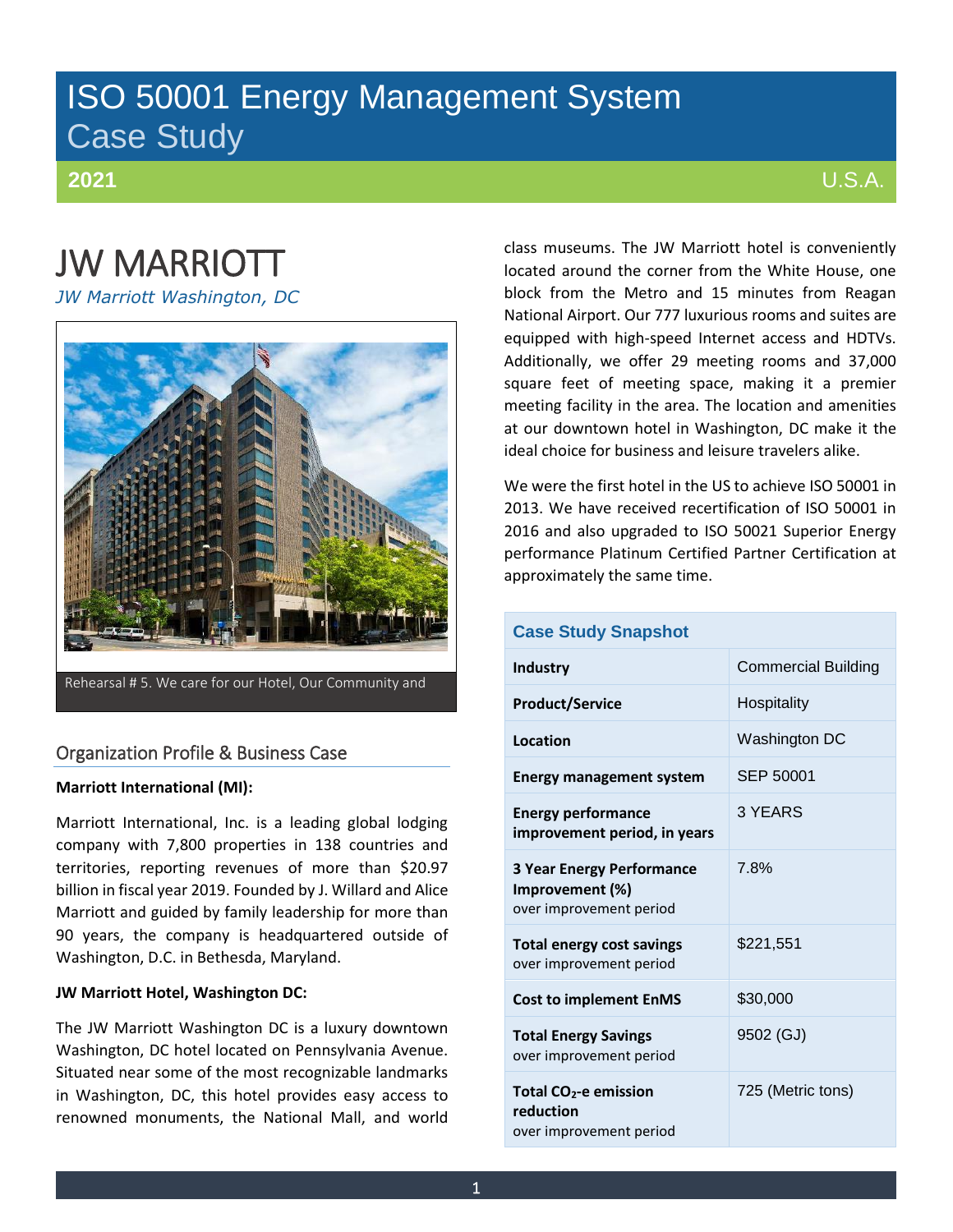# ISO 50001 Energy Management System Case Study

**2021** U.S.A.

# JW MARRIOTT

*JW Marriott Washington, DC*

Rehearsal # 5. We care for our Hotel, Our Community and

## Organization Profile & Business Case

**Marriott International (MI):**

Marriott International, Inc. is a leading global lodging company with 7,800 properties in 138 countries and territories, reporting revenues of more than $20.97 billion in fiscal year 2019. Founded by J. Willard and Alice Marriott and guided by family leadership for more than 90 years, the company is headquartered outside of Washington, D.C. in Bethesda, Maryland.

**JW Marriott Hotel, Washington DC:**

The JW Marriott Washington DC is a luxury downtown Washington, DC hotel located on Pennsylvania Avenue. Situated near some of the most recognizable landmarks in Washington, DC, this hotel provides easy access to renowned monuments, the National Mall, and world class museums. The JW Marriott hotel is conveniently located around the corner from the White House, one block from the Metro and 15 minutes from Reagan National Airport. Our 777 luxurious rooms and suites are equipped with high-speed Internet access and HDTVs. Additionally, we offer 29 meeting rooms and 37,000 square feet of meeting space, making it a premier meeting facility in the area. The location and amenities at our downtown hotel in Washington, DC make it the ideal choice for business and leisure travelers alike.

We were the first hotel in the US to achieve ISO 50001 in 2013. We have received recertification of ISO 50001 in 2016 and also upgraded to ISO 50021 Superior Energy performance Platinum Certified Partner Certification at approximately the same time.

| Case Study Snapshot | |
|---|---|
| **Industry** | Commercial Building |
| **Product/Service** | Hospitality |
| **Location** | Washington DC |
| **Energy management system** | SEP 50001 |
| **Energy performance improvement period, in years** | 3 YEARS |
| **3 Year Energy Performance Improvement (%)** over improvement period | 7.8% |
| **Total energy cost savings** over improvement period | $221,551 |
| **Cost to implement EnMS** | $30,000 |
| **Total Energy Savings** over improvement period | 9502 (GJ) |
| **Total $CO_2$-e emission reduction** over improvement period | 725 (Metric tons) |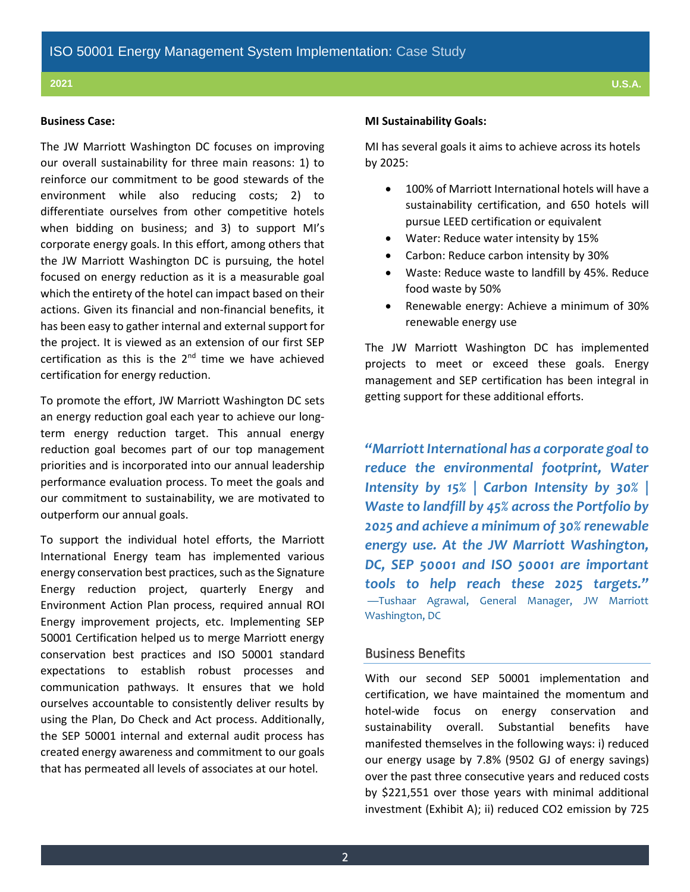**Business Case:**

The JW Marriott Washington DC focuses on improving our overall sustainability for three main reasons: 1) to reinforce our commitment to be good stewards of the environment while also reducing costs; 2) to differentiate ourselves from other competitive hotels when bidding on business; and 3) to support MI's corporate energy goals. In this effort, among others that the JW Marriott Washington DC is pursuing, the hotel focused on energy reduction as it is a measurable goal which the entirety of the hotel can impact based on their actions. Given its financial and non-financial benefits, it has been easy to gather internal and external support for the project. It is viewed as an extension of our first SEP certification as this is the 2nd time we have achieved certification for energy reduction.

To promote the effort, JW Marriott Washington DC sets an energy reduction goal each year to achieve our long-term energy reduction target. This annual energy reduction goal becomes part of our top management priorities and is incorporated into our annual leadership performance evaluation process. To meet the goals and our commitment to sustainability, we are motivated to outperform our annual goals.

To support the individual hotel efforts, the Marriott International Energy team has implemented various energy conservation best practices, such as the Signature Energy reduction project, quarterly Energy and Environment Action Plan process, required annual ROI Energy improvement projects, etc. Implementing SEP 50001 Certification helped us to merge Marriott energy conservation best practices and ISO 50001 standard expectations to establish robust processes and communication pathways. It ensures that we hold ourselves accountable to consistently deliver results by using the Plan, Do Check and Act process. Additionally, the SEP 50001 internal and external audit process has created energy awareness and commitment to our goals that has permeated all levels of associates at our hotel.

**MI Sustainability Goals:**

MI has several goals it aims to achieve across its hotels by 2025:

- 100% of Marriott International hotels will have a sustainability certification, and 650 hotels will pursue LEED certification or equivalent
- Water: Reduce water intensity by 15%
- Carbon: Reduce carbon intensity by 30%
- Waste: Reduce waste to landfill by 45%. Reduce food waste by 50%
- Renewable energy: Achieve a minimum of 30% renewable energy use

The JW Marriott Washington DC has implemented projects to meet or exceed these goals. Energy management and SEP certification has been integral in getting support for these additional efforts.

***"Marriott International has a corporate goal to reduce the environmental footprint, Water Intensity by 15% | Carbon Intensity by 30% | Waste to landfill by 45% across the Portfolio by 2025 and achieve a minimum of 30% renewable energy use. At the JW Marriott Washington, DC, SEP 50001 and ISO 50001 are important tools to help reach these 2025 targets."***
—Tushaar Agrawal, General Manager, JW Marriott Washington, DC

## Business Benefits

With our second SEP 50001 implementation and certification, we have maintained the momentum and hotel-wide focus on energy conservation and sustainability overall. Substantial benefits have manifested themselves in the following ways: i) reduced our energy usage by 7.8% (9502 GJ of energy savings) over the past three consecutive years and reduced costs by \$221,551 over those years with minimal additional investment (Exhibit A); ii) reduced $CO_2$ emission by 725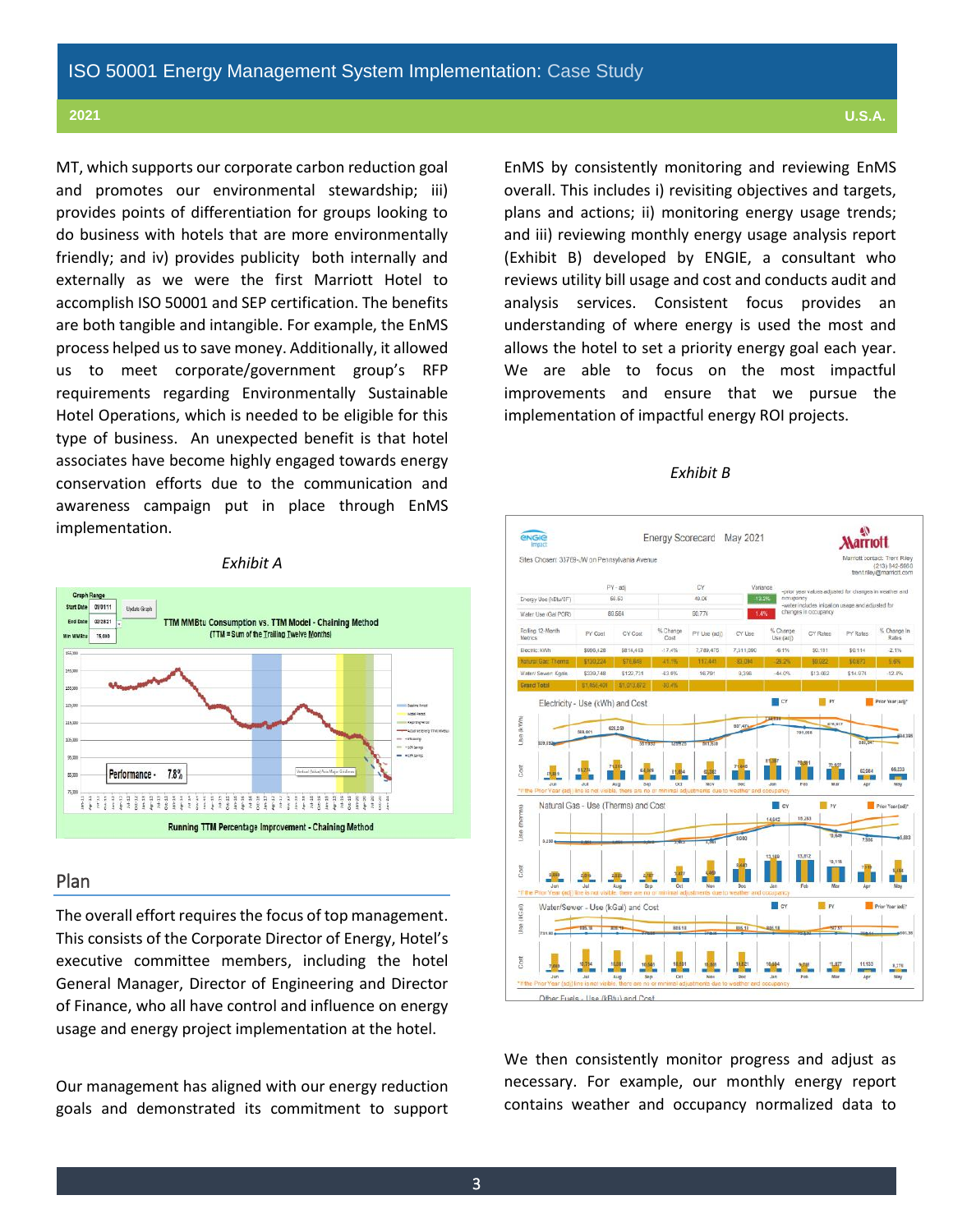MT, which supports our corporate carbon reduction goal and promotes our environmental stewardship; iii) provides points of differentiation for groups looking to do business with hotels that are more environmentally friendly; and iv) provides publicity both internally and externally as we were the first Marriott Hotel to accomplish ISO 50001 and SEP certification. The benefits are both tangible and intangible. For example, the EnMS process helped us to save money. Additionally, it allowed us to meet corporate/government group's RFP requirements regarding Environmentally Sustainable Hotel Operations, which is needed to be eligible for this type of business. An unexpected benefit is that hotel associates have become highly engaged towards energy conservation efforts due to the communication and awareness campaign put in place through EnMS implementation.

*Exhibit A*

## Plan

The overall effort requires the focus of top management. This consists of the Corporate Director of Energy, Hotel's executive committee members, including the hotel General Manager, Director of Engineering and Director of Finance, who all have control and influence on energy usage and energy project implementation at the hotel.

Our management has aligned with our energy reduction goals and demonstrated its commitment to support EnMS by consistently monitoring and reviewing EnMS overall. This includes i) revisiting objectives and targets, plans and actions; ii) monitoring energy usage trends; and iii) reviewing monthly energy usage analysis report (Exhibit B) developed by ENGIE, a consultant who reviews utility bill usage and cost and conducts audit and analysis services. Consistent focus provides an understanding of where energy is used the most and allows the hotel to set a priority energy goal each year. We are able to focus on the most impactful improvements and ensure that we pursue the implementation of impactful energy ROI projects.

*Exhibit B*

We then consistently monitor progress and adjust as necessary. For example, our monthly energy report contains weather and occupancy normalized data to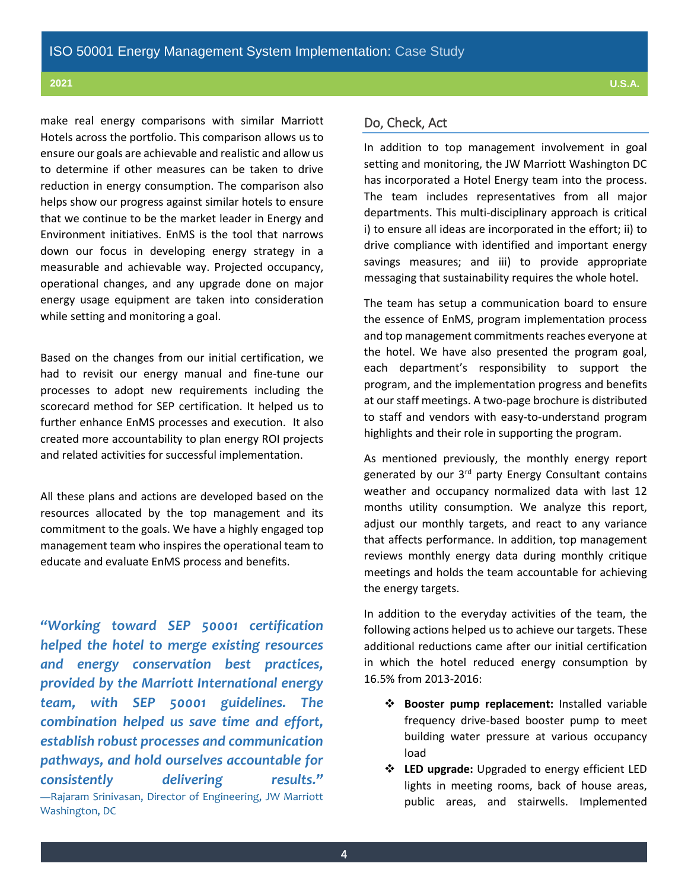make real energy comparisons with similar Marriott Hotels across the portfolio. This comparison allows us to ensure our goals are achievable and realistic and allow us to determine if other measures can be taken to drive reduction in energy consumption. The comparison also helps show our progress against similar hotels to ensure that we continue to be the market leader in Energy and Environment initiatives. EnMS is the tool that narrows down our focus in developing energy strategy in a measurable and achievable way. Projected occupancy, operational changes, and any upgrade done on major energy usage equipment are taken into consideration while setting and monitoring a goal.

Based on the changes from our initial certification, we had to revisit our energy manual and fine-tune our processes to adopt new requirements including the scorecard method for SEP certification. It helped us to further enhance EnMS processes and execution. It also created more accountability to plan energy ROI projects and related activities for successful implementation.

All these plans and actions are developed based on the resources allocated by the top management and its commitment to the goals. We have a highly engaged top management team who inspires the operational team to educate and evaluate EnMS process and benefits.

***"Working toward SEP 50001 certification helped the hotel to merge existing resources and energy conservation best practices, provided by the Marriott International energy team, with SEP 50001 guidelines. The combination helped us save time and effort, establish robust processes and communication pathways, and hold ourselves accountable for consistently delivering results."***
—Rajaram Srinivasan, Director of Engineering, JW Marriott Washington, DC

## Do, Check, Act

In addition to top management involvement in goal setting and monitoring, the JW Marriott Washington DC has incorporated a Hotel Energy team into the process. The team includes representatives from all major departments. This multi-disciplinary approach is critical i) to ensure all ideas are incorporated in the effort; ii) to drive compliance with identified and important energy savings measures; and iii) to provide appropriate messaging that sustainability requires the whole hotel.

The team has setup a communication board to ensure the essence of EnMS, program implementation process and top management commitments reaches everyone at the hotel. We have also presented the program goal, each department's responsibility to support the program, and the implementation progress and benefits at our staff meetings. A two-page brochure is distributed to staff and vendors with easy-to-understand program highlights and their role in supporting the program.

As mentioned previously, the monthly energy report generated by our 3rd party Energy Consultant contains weather and occupancy normalized data with last 12 months utility consumption. We analyze this report, adjust our monthly targets, and react to any variance that affects performance. In addition, top management reviews monthly energy data during monthly critique meetings and holds the team accountable for achieving the energy targets.

In addition to the everyday activities of the team, the following actions helped us to achieve our targets. These additional reductions came after our initial certification in which the hotel reduced energy consumption by 16.5% from 2013-2016:

- **Booster pump replacement:** Installed variable frequency drive-based booster pump to meet building water pressure at various occupancy load
- **LED upgrade:** Upgraded to energy efficient LED lights in meeting rooms, back of house areas, public areas, and stairwells. Implemented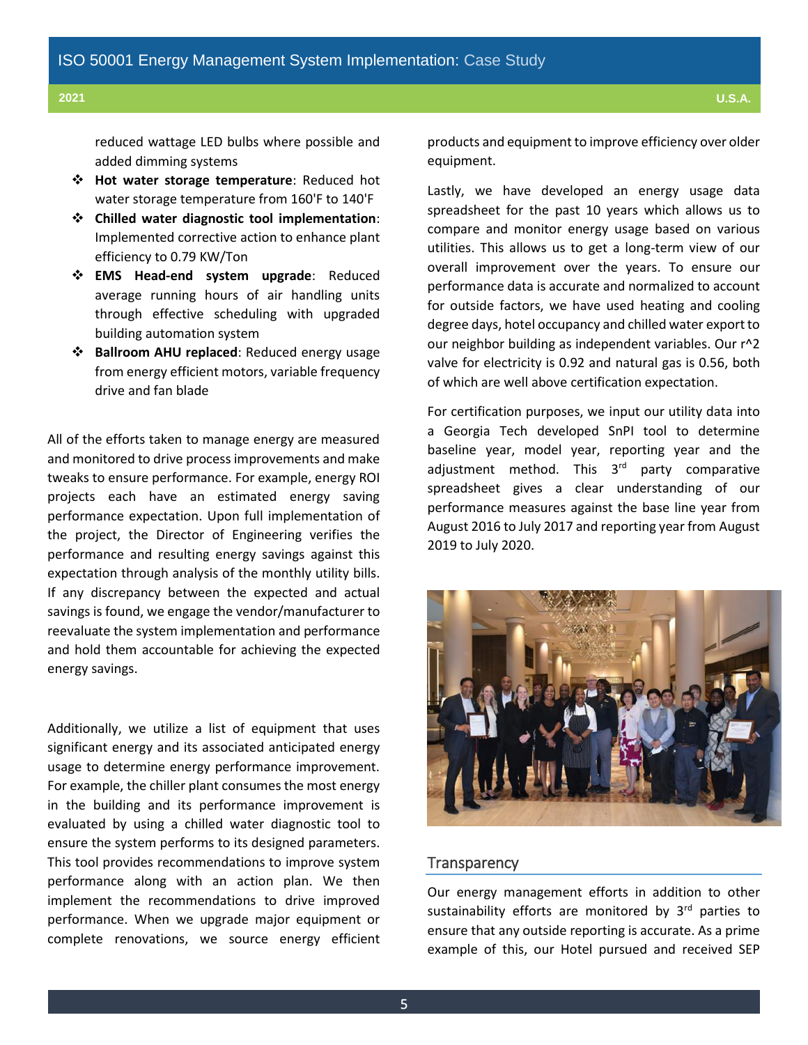reduced wattage LED bulbs where possible and added dimming systems

- **Hot water storage temperature**: Reduced hot water storage temperature from 160'F to 140'F
- **Chilled water diagnostic tool implementation**: Implemented corrective action to enhance plant efficiency to 0.79 KW/Ton
- **EMS Head-end system upgrade**: Reduced average running hours of air handling units through effective scheduling with upgraded building automation system
- **Ballroom AHU replaced**: Reduced energy usage from energy efficient motors, variable frequency drive and fan blade

All of the efforts taken to manage energy are measured and monitored to drive process improvements and make tweaks to ensure performance. For example, energy ROI projects each have an estimated energy saving performance expectation. Upon full implementation of the project, the Director of Engineering verifies the performance and resulting energy savings against this expectation through analysis of the monthly utility bills. If any discrepancy between the expected and actual savings is found, we engage the vendor/manufacturer to reevaluate the system implementation and performance and hold them accountable for achieving the expected energy savings.

Additionally, we utilize a list of equipment that uses significant energy and its associated anticipated energy usage to determine energy performance improvement. For example, the chiller plant consumes the most energy in the building and its performance improvement is evaluated by using a chilled water diagnostic tool to ensure the system performs to its designed parameters. This tool provides recommendations to improve system performance along with an action plan. We then implement the recommendations to drive improved performance. When we upgrade major equipment or complete renovations, we source energy efficient products and equipment to improve efficiency over older equipment.

Lastly, we have developed an energy usage data spreadsheet for the past 10 years which allows us to compare and monitor energy usage based on various utilities. This allows us to get a long-term view of our overall improvement over the years. To ensure our performance data is accurate and normalized to account for outside factors, we have used heating and cooling degree days, hotel occupancy and chilled water export to our neighbor building as independent variables. Our r^2 valve for electricity is 0.92 and natural gas is 0.56, both of which are well above certification expectation.

For certification purposes, we input our utility data into a Georgia Tech developed SnPI tool to determine baseline year, model year, reporting year and the adjustment method. This 3rd party comparative spreadsheet gives a clear understanding of our performance measures against the base line year from August 2016 to July 2017 and reporting year from August 2019 to July 2020.

## Transparency

Our energy management efforts in addition to other sustainability efforts are monitored by 3rd parties to ensure that any outside reporting is accurate. As a prime example of this, our Hotel pursued and received SEP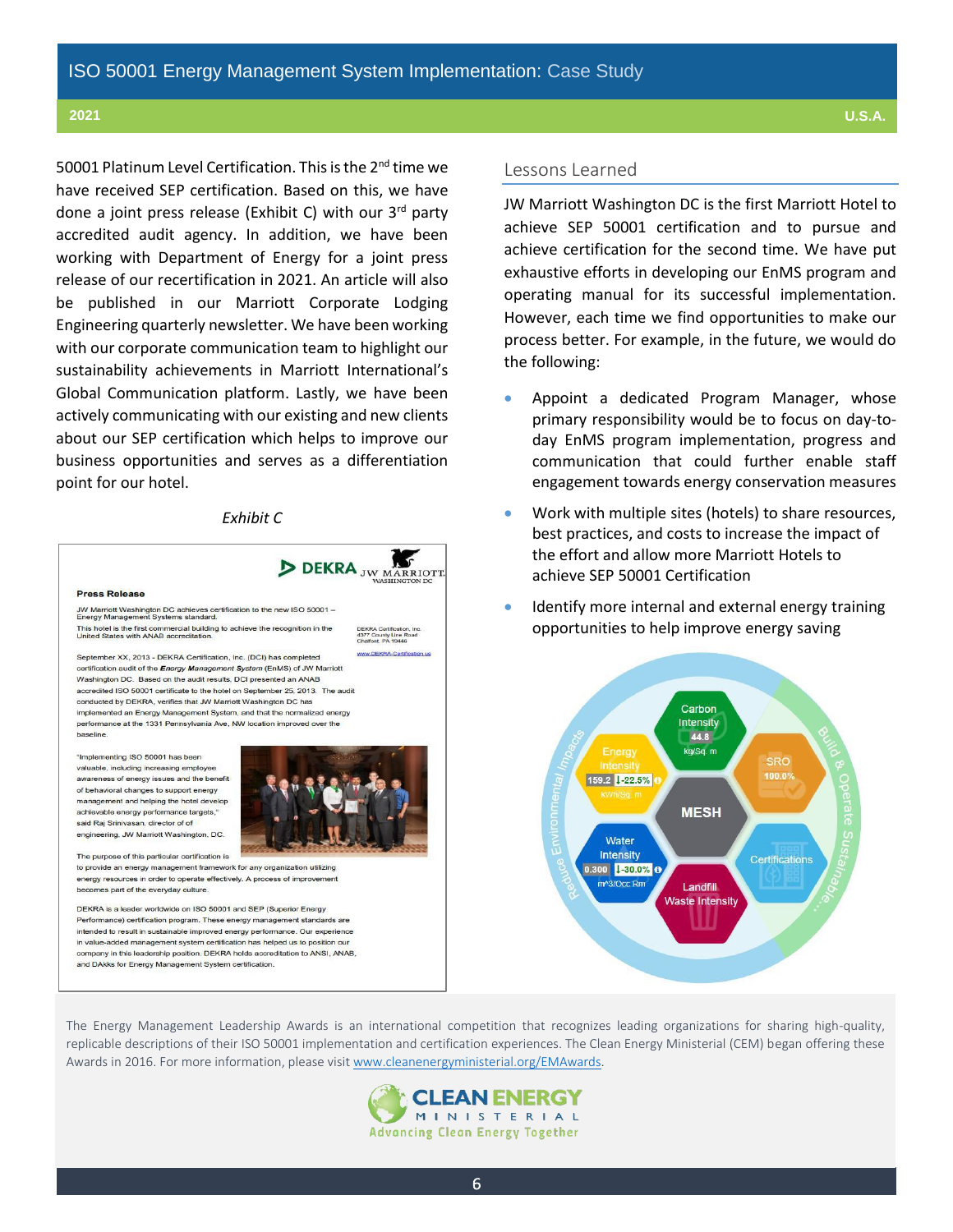50001 Platinum Level Certification. This is the 2nd time we have received SEP certification. Based on this, we have done a joint press release (Exhibit C) with our 3rd party accredited audit agency. In addition, we have been working with Department of Energy for a joint press release of our recertification in 2021. An article will also be published in our Marriott Corporate Lodging Engineering quarterly newsletter. We have been working with our corporate communication team to highlight our sustainability achievements in Marriott International's Global Communication platform. Lastly, we have been actively communicating with our existing and new clients about our SEP certification which helps to improve our business opportunities and serves as a differentiation point for our hotel.

*Exhibit C*

DEKRA JW MARRIOTT WASHINGTON DC

**Press Release**

JW Marriott Washington DC achieves certification to the new ISO 50001 – Energy Management Systems standard.

This hotel is the first commercial building to achieve the recognition in the United States with ANAB accreditation.

DEKRA Certification, Inc.
4377 County Line Road
Chalfont, PA 18946
www.DEKRA-Certification.us

September XX, 2013 - DEKRA Certification, Inc. (DCI) has completed certification audit of the *Energy Management System* (EnMS) of JW Marriott Washington DC. Based on the audit results, DCI presented an ANAB accredited ISO 50001 certificate to the hotel on September 25, 2013. The audit conducted by DEKRA, verifies that JW Marriott Washington DC has implemented an Energy Management System, and that the normalized energy performance at the 1331 Pennsylvania Ave, NW location improved over the baseline.

"Implementing ISO 50001 has been valuable, including increasing employee awareness of energy issues and the benefit of behavioral changes to support energy management and helping the hotel develop achievable energy performance targets," said Raj Srinivasan, director of of engineering, JW Marriott Washington, DC.

The purpose of this particular certification is to provide an energy management framework for any organization utilizing energy resources in order to operate effectively. A process of improvement becomes part of the everyday culture.

DEKRA is a leader worldwide on ISO 50001 and SEP (Superior Energy Performance) certification program. These energy management standards are intended to result in sustainable improved energy performance. Our experience in value-added management system certification has helped us to position our company in this leadership position. DEKRA holds accreditation to ANSI, ANAB, and DAkks for Energy Management System certification.

## Lessons Learned

JW Marriott Washington DC is the first Marriott Hotel to achieve SEP 50001 certification and to pursue and achieve certification for the second time. We have put exhaustive efforts in developing our EnMS program and operating manual for its successful implementation. However, each time we find opportunities to make our process better. For example, in the future, we would do the following:

- Appoint a dedicated Program Manager, whose primary responsibility would be to focus on day-to-day EnMS program implementation, progress and communication that could further enable staff engagement towards energy conservation measures
- Work with multiple sites (hotels) to share resources, best practices, and costs to increase the impact of the effort and allow more Marriott Hotels to achieve SEP 50001 Certification
- Identify more internal and external energy training opportunities to help improve energy saving

Carbon Intensity
44.8
kg/Sq. m
Energy Intensity
159.2 ↓-22.5%
kWh/Sq. m
SRO
100.0%
MESH
Water Intensity
0.300 ↓-30.0%
m^3/Occ Rm
Certifications
Landfill Waste Intensity
Reduce Environmental Impacts
Build & Operate Sustainable...

The Energy Management Leadership Awards is an international competition that recognizes leading organizations for sharing high-quality, replicable descriptions of their ISO 50001 implementation and certification experiences. The Clean Energy Ministerial (CEM) began offering these Awards in 2016. For more information, please visit www.cleanenergyministerial.org/EMAwards.

CLEAN ENERGY MINISTERIAL
Advancing Clean Energy Together